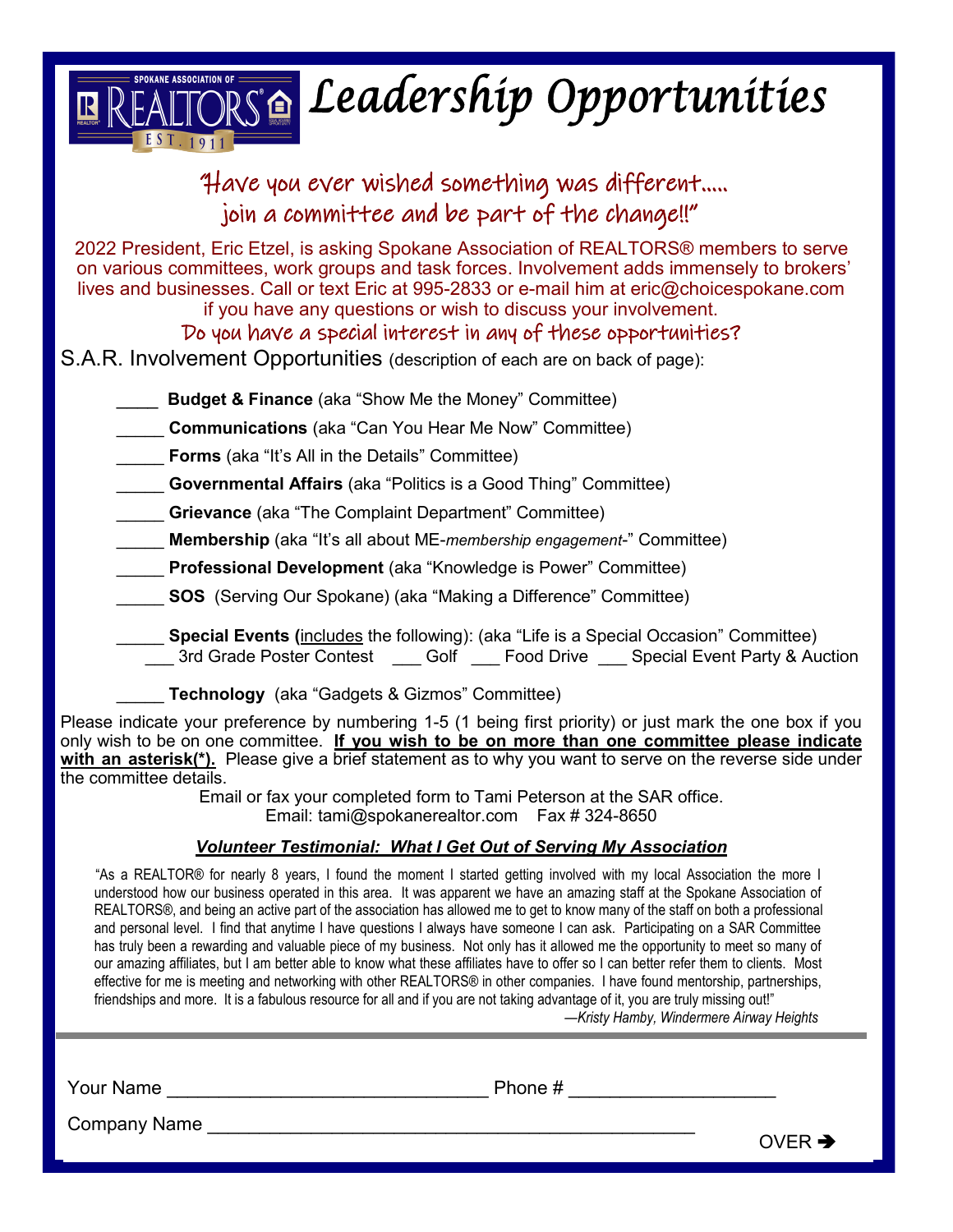# Leadership Opportunities

SPOKANE ASSOCIATION OF REALTORS® EST. 1911

## "Have you ever wished something was different..... join a committee and be part of the change!!"

2022 President, Eric Etzel, is asking Spokane Association of REALTORS® members to serve on various committees, work groups and task forces. Involvement adds immensely to brokers' lives and businesses. Call or text Eric at 995-2833 or e-mail him at eric@choicespokane.com if you have any questions or wish to discuss your involvement.

### Do you have a special interest in any of these opportunities?

S.A.R. Involvement Opportunities (description of each are on back of page):

____ **Budget & Finance** (aka "Show Me the Money" Committee)

_____ **Communications** (aka "Can You Hear Me Now" Committee)

_____ **Forms** (aka "It's All in the Details" Committee)

_____ **Governmental Affairs** (aka "Politics is a Good Thing" Committee)

_____ **Grievance** (aka "The Complaint Department" Committee)

_____ **Membership** (aka "It's all about ME-*membership engagement*-" Committee)

_____ **Professional Development** (aka "Knowledge is Power" Committee)

_____ **SOS** (Serving Our Spokane) (aka "Making a Difference" Committee)

_____ **Special Events (**includes the following): (aka "Life is a Special Occasion" Committee)
___ 3rd Grade Poster Contest ___ Golf ___ Food Drive ___ Special Event Party & Auction

_____ **Technology** (aka "Gadgets & Gizmos" Committee)

Please indicate your preference by numbering 1-5 (1 being first priority) or just mark the one box if you only wish to be on one committee. **If you wish to be on more than one committee please indicate with an asterisk(*).** Please give a brief statement as to why you want to serve on the reverse side under the committee details.

Email or fax your completed form to Tami Peterson at the SAR office.
Email: tami@spokanerealtor.com Fax # 324-8650

***Volunteer Testimonial: What I Get Out of Serving My Association***

"As a REALTOR® for nearly 8 years, I found the moment I started getting involved with my local Association the more I understood how our business operated in this area. It was apparent we have an amazing staff at the Spokane Association of REALTORS®, and being an active part of the association has allowed me to get to know many of the staff on both a professional and personal level. I find that anytime I have questions I always have someone I can ask. Participating on a SAR Committee has truly been a rewarding and valuable piece of my business. Not only has it allowed me the opportunity to meet so many of our amazing affiliates, but I am better able to know what these affiliates have to offer so I can better refer them to clients. Most effective for me is meeting and networking with other REALTORS® in other companies. I have found mentorship, partnerships, friendships and more. It is a fabulous resource for all and if you are not taking advantage of it, you are truly missing out!"

*—Kristy Hamby, Windermere Airway Heights*

---

Your Name _______________________________ Phone # ___________________

Company Name _______________________________________________

OVER ➔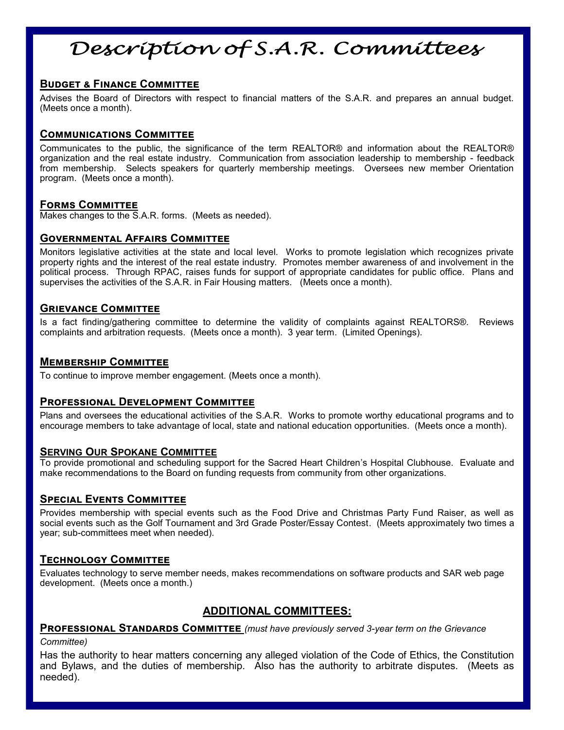# Description of S.A.R. Committees

### Budget & Finance Committee

Advises the Board of Directors with respect to financial matters of the S.A.R. and prepares an annual budget. (Meets once a month).

### Communications Committee

Communicates to the public, the significance of the term REALTOR® and information about the REALTOR® organization and the real estate industry. Communication from association leadership to membership - feedback from membership. Selects speakers for quarterly membership meetings. Oversees new member Orientation program. (Meets once a month).

### Forms Committee

Makes changes to the S.A.R. forms. (Meets as needed).

### Governmental Affairs Committee

Monitors legislative activities at the state and local level. Works to promote legislation which recognizes private property rights and the interest of the real estate industry. Promotes member awareness of and involvement in the political process. Through RPAC, raises funds for support of appropriate candidates for public office. Plans and supervises the activities of the S.A.R. in Fair Housing matters. (Meets once a month).

### Grievance Committee

Is a fact finding/gathering committee to determine the validity of complaints against REALTORS®. Reviews complaints and arbitration requests. (Meets once a month). 3 year term. (Limited Openings).

### Membership Committee

To continue to improve member engagement. (Meets once a month).

### Professional Development Committee

Plans and oversees the educational activities of the S.A.R. Works to promote worthy educational programs and to encourage members to take advantage of local, state and national education opportunities. (Meets once a month).

### Serving Our Spokane Committee

To provide promotional and scheduling support for the Sacred Heart Children's Hospital Clubhouse. Evaluate and make recommendations to the Board on funding requests from community from other organizations.

### Special Events Committee

Provides membership with special events such as the Food Drive and Christmas Party Fund Raiser, as well as social events such as the Golf Tournament and 3rd Grade Poster/Essay Contest. (Meets approximately two times a year; sub-committees meet when needed).

### Technology Committee

Evaluates technology to serve member needs, makes recommendations on software products and SAR web page development. (Meets once a month.)

## ADDITIONAL COMMITTEES:

### Professional Standards Committee *(must have previously served 3-year term on the Grievance Committee)*

Has the authority to hear matters concerning any alleged violation of the Code of Ethics, the Constitution and Bylaws, and the duties of membership. Also has the authority to arbitrate disputes. (Meets as needed).